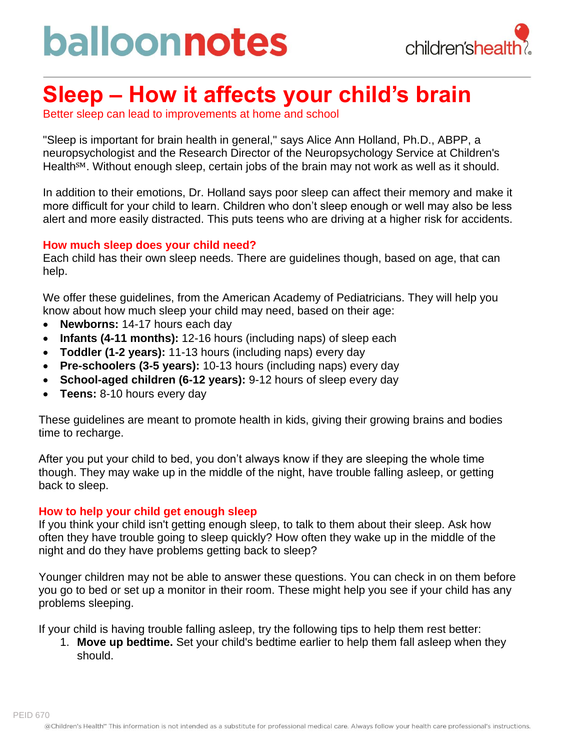balloonnotes

children'shealth

# Sleep – How it affects your child's brain

Better sleep can lead to improvements at home and school

"Sleep is important for brain health in general," says Alice Ann Holland, Ph.D., ABPP, a neuropsychologist and the Research Director of the Neuropsychology Service at Children's Health℠. Without enough sleep, certain jobs of the brain may not work as well as it should.

In addition to their emotions, Dr. Holland says poor sleep can affect their memory and make it more difficult for your child to learn. Children who don't sleep enough or well may also be less alert and more easily distracted. This puts teens who are driving at a higher risk for accidents.

## How much sleep does your child need?

Each child has their own sleep needs. There are guidelines though, based on age, that can help.

We offer these guidelines, from the American Academy of Pediatricians. They will help you know about how much sleep your child may need, based on their age:

- **Newborns:** 14-17 hours each day
- **Infants (4-11 months):** 12-16 hours (including naps) of sleep each
- **Toddler (1-2 years):** 11-13 hours (including naps) every day
- **Pre-schoolers (3-5 years):** 10-13 hours (including naps) every day
- **School-aged children (6-12 years):** 9-12 hours of sleep every day
- **Teens:** 8-10 hours every day

These guidelines are meant to promote health in kids, giving their growing brains and bodies time to recharge.

After you put your child to bed, you don't always know if they are sleeping the whole time though. They may wake up in the middle of the night, have trouble falling asleep, or getting back to sleep.

## How to help your child get enough sleep

If you think your child isn't getting enough sleep, to talk to them about their sleep. Ask how often they have trouble going to sleep quickly? How often they wake up in the middle of the night and do they have problems getting back to sleep?

Younger children may not be able to answer these questions. You can check in on them before you go to bed or set up a monitor in their room. These might help you see if your child has any problems sleeping.

If your child is having trouble falling asleep, try the following tips to help them rest better:

1. **Move up bedtime.** Set your child's bedtime earlier to help them fall asleep when they should.

PEID 670

@Children's Health℠ This information is not intended as a substitute for professional medical care. Always follow your health care professional's instructions.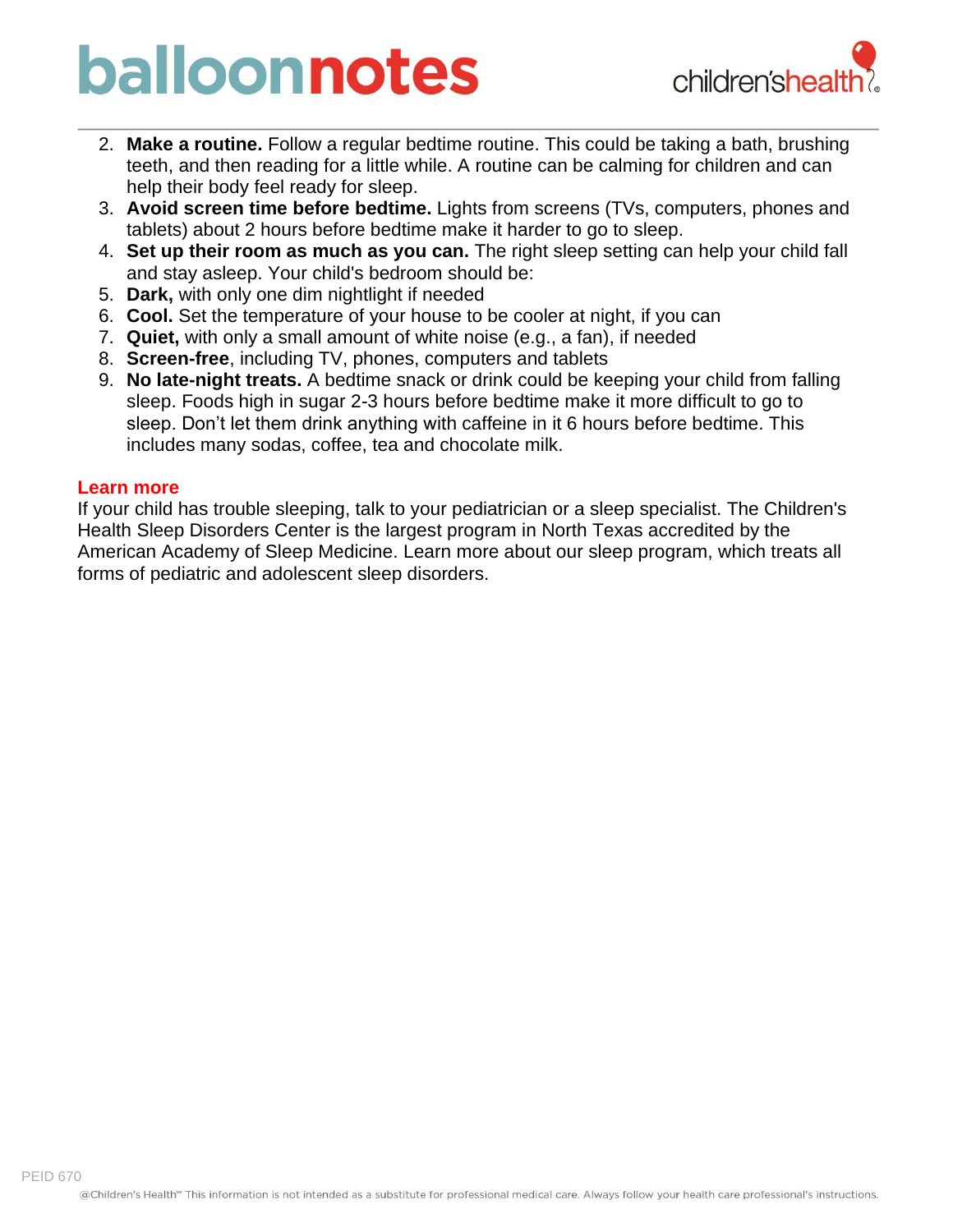2. **Make a routine.** Follow a regular bedtime routine. This could be taking a bath, brushing teeth, and then reading for a little while. A routine can be calming for children and can help their body feel ready for sleep.
3. **Avoid screen time before bedtime.** Lights from screens (TVs, computers, phones and tablets) about 2 hours before bedtime make it harder to go to sleep.
4. **Set up their room as much as you can.** The right sleep setting can help your child fall and stay asleep. Your child's bedroom should be:
5. **Dark,** with only one dim nightlight if needed
6. **Cool.** Set the temperature of your house to be cooler at night, if you can
7. **Quiet,** with only a small amount of white noise (e.g., a fan), if needed
8. **Screen-free**, including TV, phones, computers and tablets
9. **No late-night treats.** A bedtime snack or drink could be keeping your child from falling sleep. Foods high in sugar 2-3 hours before bedtime make it more difficult to go to sleep. Don't let them drink anything with caffeine in it 6 hours before bedtime. This includes many sodas, coffee, tea and chocolate milk.

## Learn more

If your child has trouble sleeping, talk to your pediatrician or a sleep specialist. The Children's Health Sleep Disorders Center is the largest program in North Texas accredited by the American Academy of Sleep Medicine. Learn more about our sleep program, which treats all forms of pediatric and adolescent sleep disorders.

PEID 670

@Children's Health℠ This information is not intended as a substitute for professional medical care. Always follow your health care professional's instructions.